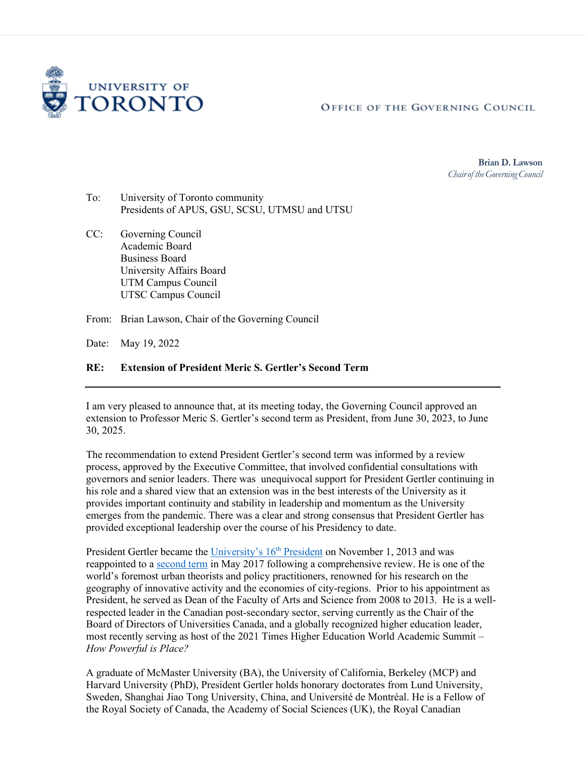UNIVERSITY OF TORONTO

OFFICE OF THE GOVERNING COUNCIL

**Brian D. Lawson**
*Chair of the Governing Council*

To: University of Toronto community
Presidents of APUS, GSU, SCSU, UTMSU and UTSU

CC: Governing Council
Academic Board
Business Board
University Affairs Board
UTM Campus Council
UTSC Campus Council

From: Brian Lawson, Chair of the Governing Council

Date: May 19, 2022

**RE: Extension of President Meric S. Gertler's Second Term**

---

I am very pleased to announce that, at its meeting today, the Governing Council approved an extension to Professor Meric S. Gertler's second term as President, from June 30, 2023, to June 30, 2025.

The recommendation to extend President Gertler's second term was informed by a review process, approved by the Executive Committee, that involved confidential consultations with governors and senior leaders. There was unequivocal support for President Gertler continuing in his role and a shared view that an extension was in the best interests of the University as it provides important continuity and stability in leadership and momentum as the University emerges from the pandemic. There was a clear and strong consensus that President Gertler has provided exceptional leadership over the course of his Presidency to date.

President Gertler became the University's 16th President on November 1, 2013 and was reappointed to a second term in May 2017 following a comprehensive review. He is one of the world's foremost urban theorists and policy practitioners, renowned for his research on the geography of innovative activity and the economies of city-regions. Prior to his appointment as President, he served as Dean of the Faculty of Arts and Science from 2008 to 2013. He is a well-respected leader in the Canadian post-secondary sector, serving currently as the Chair of the Board of Directors of Universities Canada, and a globally recognized higher education leader, most recently serving as host of the 2021 Times Higher Education World Academic Summit – *How Powerful is Place?*

A graduate of McMaster University (BA), the University of California, Berkeley (MCP) and Harvard University (PhD), President Gertler holds honorary doctorates from Lund University, Sweden, Shanghai Jiao Tong University, China, and Université de Montréal. He is a Fellow of the Royal Society of Canada, the Academy of Social Sciences (UK), the Royal Canadian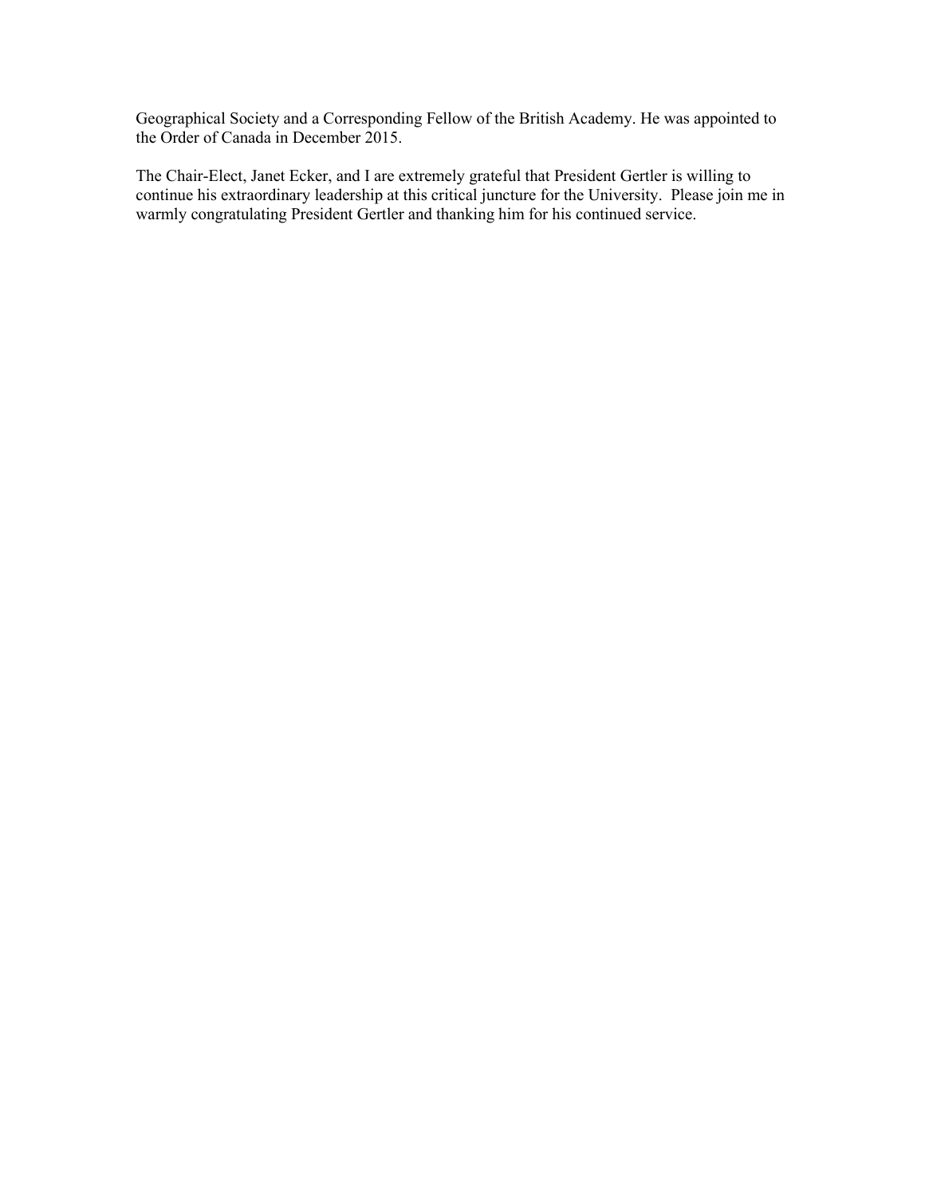Geographical Society and a Corresponding Fellow of the British Academy. He was appointed to the Order of Canada in December 2015.

The Chair-Elect, Janet Ecker, and I are extremely grateful that President Gertler is willing to continue his extraordinary leadership at this critical juncture for the University. Please join me in warmly congratulating President Gertler and thanking him for his continued service.